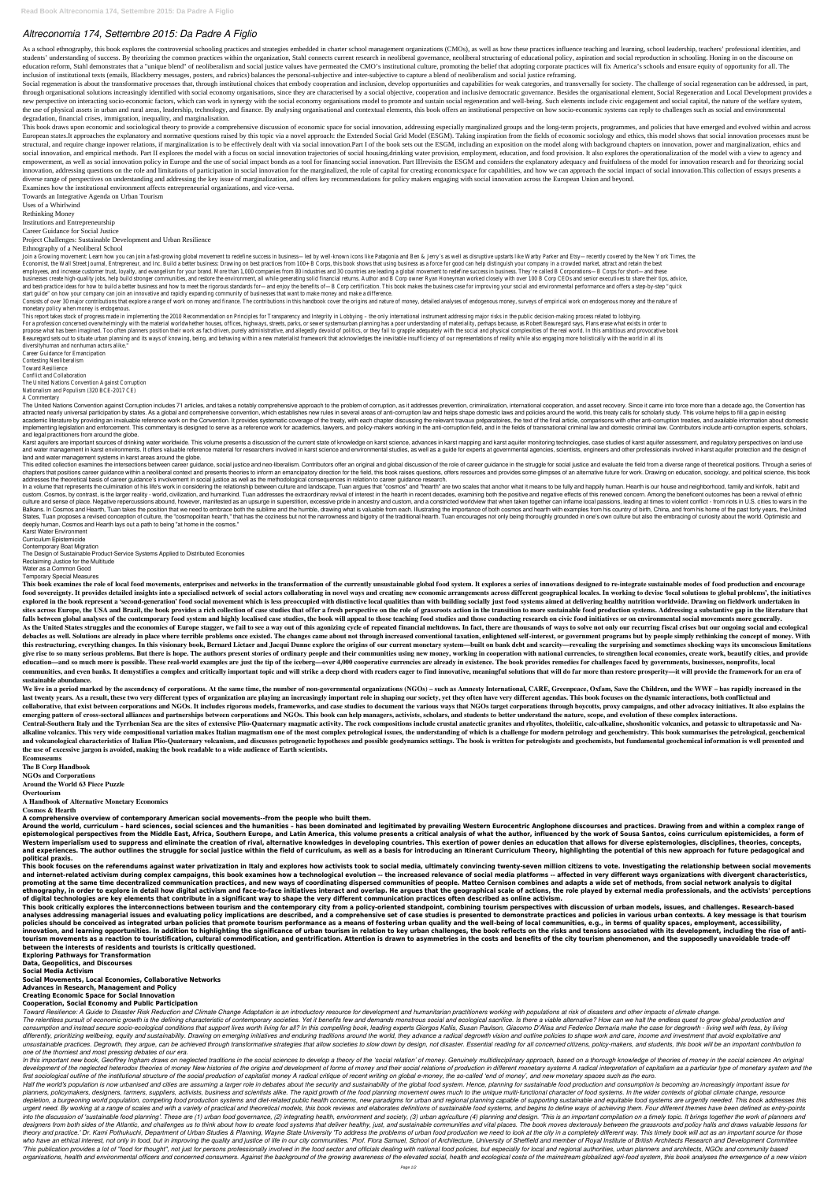# Altreconomia 174, Settembre 2015: Da Padre A Figlio

As a school ethnography, this book explores the controversial schooling practices and strategies embedded in charter school management organizations (CMOs), as well as how these practices influence teaching and learning, school leadership, teachers' professional identities, and students' understanding of success. By theorizing the common practices within the organization, Stahl connects current research in neoliberal governance, neoliberal structuring of educational policy, aspiration and social reproduction in schooling. Honing in on the discourse on education reform, Stahl demonstrates that a "unique blend" of neoliberalism and social justice values have permeated the CMO's institutional culture, promoting the belief that adopting corporate practices will fix America's schools and ensure equity of opportunity for all. The inclusion of institutional texts (emails, Blackberry messages, posters, and rubrics) balances the personal-subjective and inter-subjective to capture a blend of neoliberalism and social justice reframing.

Social regeneration is about the transformative processes that, through institutional choices that embody cooperation and inclusion, develop opportunities and capabilities for weak categories, and transversally for society. The challenge of social regeneration can be addressed, in part, through organisational solutions increasingly identified with social economy organisations, since they are characterised by a social objective, cooperation and inclusive democratic governance. Besides the organisational element, Social Regeneration and Local Development provides a new perspective on interacting socio-economic factors, which can work in synergy with the social economy organisations model to promote and sustain social regeneration and well-being. Such elements include civic engagement and social capital, the nature of the welfare system, the use of physical assets in urban and rural areas, leadership, technology, and finance. By analysing organisational and contextual elements, this book offers an institutional perspective on how socio-economic systems can reply to challenges such as social and environmental degradation, financial crises, immigration, inequality, and marginalisation.

This book draws upon economic and sociological theory to provide a comprehensive discussion of economic space for social innovation, addressing especially marginalized groups and the long-term projects, programmes, and policies that have emerged and evolved within and across European states.It approaches the explanatory and normative questions raised by this topic via a novel approach: the Extended Social Grid Model (ESGM). Taking inspiration from the fields of economic sociology and ethics, this model shows that social innovation processes must be structural, and require change inpower relations, if marginalization is to be effectively dealt with via social innovation.Part I of the book sets out the ESGM, including an exposition on the model along with background chapters on innovation, power and marginalization, ethics and social innovation, and empirical methods. Part II explores the model with a focus on social innovation trajectories of social housing,drinking water provision, employment, education, and food provision. It also explores the operationalization of the model with a view to agency and empowerment, as well as social innovation policy in Europe and the use of social impact bonds as a tool for financing social innovation. Part IIIrevisits the ESGM and considers the explanatory adequacy and fruitfulness of the model for innovation research and for theorizing social innovation, addressing questions on the role and limitations of participation in social innovation for the marginalized, the role of capital for creating economicspace for capabilities, and how we can approach the social impact of social innovation.This collection of essays presents a diverse range of perspectives on understanding and addressing the key issue of marginalization, and offers key recommendations for policy makers engaging with social innovation across the European Union and beyond.

Examines how the institutional environment affects entrepreneurial organizations, and vice-versa.

Towards an Integrative Agenda on Urban Tourism

Uses of a Whirlwind

Rethinking Money

Institutions and Entrepreneurship

Career Guidance for Social Justice

Project Challenges: Sustainable Development and Urban Resilience

Ethnography of a Neoliberal School

Join a Growing movement: Learn how you can join a fast-growing global movement to redefine success in business—led by well-known icons like Patagonia and Ben & Jerry's as well as disruptive upstarts like Warby Parker and Etsy—recently covered by the New York Times, the Economist, the Wall Street Journal, Entrepreneur, and Inc. Build a better business: Drawing on best practices from 100+ B Corps, this book shows that using business as a force for good can help distinguish your company in a crowded market, attract and retain the best employees, and increase customer trust, loyalty, and evangelism for your brand. More than 1,000 companies from 80 industries and 30 countries are leading a global movement to redefine success in business. They're called B Corporations—B Corps for short—and these businesses create high-quality jobs, help build stronger communities, and restore the environment, all while generating solid financial returns. Author and B Corp owner Ryan Honeyman worked closely with over 100 B Corp CEOs and senior executives to share their tips, advice, and best-practice ideas for how to build a better business and how to meet the rigorous standards for—and enjoy the benefits of—B Corp certification. This book makes the business case for improving your social and environmental performance and offers a step-by-step "quick start guide" on how your company can join an innovative and rapidly expanding community of businesses that want to make money and make a difference.

Consists of over 30 major contributions that explore a range of work on money and finance. The contributions in this handbook cover the origins and nature of money, detailed analyses of endogenous money, surveys of empirical work on endogenous money and the nature of monetary policy when money is endogenous.

This report takes stock of progress made in implementing the 2010 Recommendation on Principles for Transparency and Integrity in Lobbying – the only international instrument addressing major risks in the public decision-making process related to lobbying.

For a profession concerned overwhelmingly with the material worldwhether houses, offices, highways, streets, parks, or sewer systemsurban planning has a poor understanding of materiality, perhaps because, as Robert Beauregard says, Plans erase what exists in order to propose what has been imagined. Too often planners position their work as fact-driven, purely administrative, and allegedly devoid of politics, or they fail to grapple adequately with the social and physical complexities of the real world. In this ambitious and provocative book Beauregard sets out to situate urban planning and its ways of knowing, being, and behaving within a new materialist framework that acknowledges the inevitable insufficiency of our representations of reality while also engaging more holistically with the world in all its diversityhuman and nonhuman actors alike."

Career Guidance for Emancipation

Contesting Neoliberalism

Toward Resilience

Conflict and Collaboration

The United Nations Convention Against Corruption

Nationalism and Populism (320 BCE-2017 CE)

A Commentary

The United Nations Convention against Corruption includes 71 articles, and takes a notably comprehensive approach to the problem of corruption, as it addresses prevention, criminalization, international cooperation, and asset recovery. Since it came into force more than a decade ago, the Convention has attracted nearly universal participation by states. As a global and comprehensive convention, which establishes new rules in several areas of anti-corruption law and helps shape domestic laws and policies around the world, this treaty calls for scholarly study. This volume helps to fill a gap in existing academic literature by providing an invaluable reference work on the Convention. It provides systematic coverage of the treaty, with each chapter discussing the relevant travaux préparatoires, the text of the final article, comparisons with other anti-corruption treaties, and available information about domestic implementing legislation and enforcement. This commentary is designed to serve as a reference work for academics, lawyers, and policy-makers working in the anti-corruption field, and in the fields of transnational criminal law and domestic criminal law. Contributors include anti-corruption experts, scholars, and legal practitioners from around the globe.

Karst aquifers are important sources of drinking water worldwide. This volume presents a discussion of the current state of knowledge on karst science, advances in karst mapping and karst aquifer monitoring technologies, case studies of karst aquifer assessment, and regulatory perspectives on land use and water management in karst environments. It offers valuable reference material for researchers involved in karst science and environmental studies, as well as a guide for experts at governmental agencies, scientists, engineers and other professionals involved in karst aquifer protection and the design of land and water management systems in karst areas around the globe.

This edited collection examines the intersections between career guidance, social justice and neo-liberalism. Contributors offer an original and global discussion of the role of career guidance in the struggle for social justice and evaluate the field from a diverse range of theoretical positions. Through a series of chapters that positions career guidance within a neoliberal context and presents theories to inform an emancipatory direction for the field, this book raises questions, offers resources and provides some glimpses of an alternative future for work. Drawing on education, sociology, and political science, this book addresses the theoretical basis of career guidance's involvement in social justice as well as the methodological consequences in relation to career guidance research.

In a volume that represents the culmination of his life's work in considering the relationship between culture and landscape, Tuan argues that "cosmos" and "hearth" are two scales that anchor what it means to be fully and happily human. Hearth is our house and neighborhood, family and kinfolk, habit and custom. Cosmos, by contrast, is the larger reality - world, civilization, and humankind. Tuan addresses the extraordinary revival of interest in the hearth in recent decades, examining both the positive and negative effects of this renewed concern. Among the beneficent outcomes has been a revival of ethnic culture and sense of place. Negative repercussions abound, however, manifested as an upsurge in superstition, excessive pride in ancestry and custom, and a constricted worldview that when taken together can inflame local passions, leading at times to violent conflict - from riots in U.S. cities to wars in the Balkans. In Cosmos and Hearth, Tuan takes the position that we need to embrace both the sublime and the humble, drawing what is valuable from each. Illustrating the importance of both cosmos and hearth with examples from his country of birth, China, and from his home of the past forty years, the United States, Tuan proposes a revised conception of culture, the "cosmopolitan hearth," that has the coziness but not the narrowness and bigotry of the traditional hearth. Tuan encourages not only being thoroughly grounded in one's own culture but also the embracing of curiosity about the world. Optimistic and deeply human, Cosmos and Hearth lays out a path to being "at home in the cosmos."

Karst Water Environment

Curriculum Epistemicide

Contemporary Boat Migration

The Design of Sustainable Product-Service Systems Applied to Distributed Economies

Reclaiming Justice for the Multitude

Water as a Common Good

Temporary Special Measures

**This book examines the role of local food movements, enterprises and networks in the transformation of the currently unsustainable global food system. It explores a series of innovations designed to re-integrate sustainable modes of food production and encourage food sovereignty. It provides detailed insights into a specialised network of social actors collaborating in novel ways and creating new economic arrangements across different geographical locales. In working to devise 'local solutions to global problems', the initiatives explored in the book represent a 'second-generation' food social movement which is less preoccupied with distinctive local qualities than with building socially just food systems aimed at delivering healthy nutrition worldwide. Drawing on fieldwork undertaken in sites across Europe, the USA and Brazil, the book provides a rich collection of case studies that offer a fresh perspective on the role of grassroots action in the transition to more sustainable food production systems. Addressing a substantive gap in the literature that falls between global analyses of the contemporary food system and highly localised case studies, the book will appeal to those teaching food studies and those conducting research on civic food initiatives or on environmental social movements more generally.**

**As the United States struggles and the economies of Europe stagger, we fail to see a way out of this agonizing cycle of repeated financial meltdowns. In fact, there are thousands of ways to solve not only our recurring fiscal crises but our ongoing social and ecological debacles as well. Solutions are already in place where terrible problems once existed. The changes came about not through increased conventional taxation, enlightened self-interest, or government programs but by people simply rethinking the concept of money. With this restructuring, everything changes. In this visionary book, Bernard Lietaer and Jacqui Dunne explore the origins of our current monetary system—built on bank debt and scarcity—revealing the surprising and sometimes shocking ways its unconscious limitations give rise to so many serious problems. But there is hope. The authors present stories of ordinary people and their communities using new money, working in cooperation with national currencies, to strengthen local economies, create work, beautify cities, and provide education—and so much more is possible. These real-world examples are just the tip of the iceberg—over 4,000 cooperative currencies are already in existence. The book provides remedies for challenges faced by governments, businesses, nonprofits, local communities, and even banks. It demystifies a complex and critically important topic and will strike a deep chord with readers eager to find innovative, meaningful solutions that will do far more than restore prosperity—it will provide the framework for an era of sustainable abundance.**

**We live in a period marked by the ascendency of corporations. At the same time, the number of non-governmental organizations (NGOs) – such as Amnesty International, CARE, Greenpeace, Oxfam, Save the Children, and the WWF – has rapidly increased in the last twenty years. As a result, these two very different types of organization are playing an increasingly important role in shaping our society, yet they often have very different agendas. This book focuses on the dynamic interactions, both conflictual and collaborative, that exist between corporations and NGOs. It includes rigorous models, frameworks, and case studies to document the various ways that NGOs target corporations through boycotts, proxy campaigns, and other advocacy initiatives. It also explains the emerging pattern of cross-sectoral alliances and partnerships between corporations and NGOs. This book can help managers, activists, scholars, and students to better understand the nature, scope, and evolution of these complex interactions.**

**Central-Southern Italy and the Tyrrhenian Sea are the sites of extensive Plio-Quaternary magmatic activity. The rock compositions include crustal anatectic granites and rhyolites, tholeiitic, calc-alkaline, shoshonitic volcanics, and potassic to ultrapotassic and Na-alkaline volcanics. This very wide compositional variation makes Italian magmatism one of the most complex petrological issues, the understanding of which is a challenge for modern petrology and geochemistry. This book summarises the petrological, geochemical and volcanological characteristics of Italian Plio-Quaternary volcanism, and discusses petrogenetic hypotheses and possible geodynamics settings. The book is written for petrologists and geochemists, but fundamental geochemical information is well presented and the use of excessive jargon is avoided, making the book readable to a wide audience of Earth scientists.**

**Ecomuseums**

**The B Corp Handbook**

**NGOs and Corporations**

**Around the World 63 Piece Puzzle**

**Overtourism**

**A Handbook of Alternative Monetary Economics**

**Cosmos & Hearth**

**A comprehensive overview of contemporary American social movements--from the people who built them.**

**Around the world, curriculum – hard sciences, social sciences and the humanities – has been dominated and legitimated by prevailing Western Eurocentric Anglophone discourses and practices. Drawing from and within a complex range of epistemological perspectives from the Middle East, Africa, Southern Europe, and Latin America, this volume presents a critical analysis of what the author, influenced by the work of Sousa Santos, coins curriculum epistemicides, a form of Western imperialism used to suppress and eliminate the creation of rival, alternative knowledges in developing countries. This exertion of power denies an education that allows for diverse epistemologies, disciplines, theories, concepts, and experiences. The author outlines the struggle for social justice within the field of curriculum, as well as a basis for introducing an Itinerant Curriculum Theory, highlighting the potential of this new approach for future pedagogical and political praxis.**

**This book focuses on the referendums against water privatization in Italy and explores how activists took to social media, ultimately convincing twenty-seven million citizens to vote. Investigating the relationship between social movements and internet-related activism during complex campaigns, this book examines how a technological evolution -- the increased relevance of social media platforms -- affected in very different ways organizations with divergent characteristics, promoting at the same time decentralized communication practices, and new ways of coordinating dispersed communities of people. Matteo Cernison combines and adapts a wide set of methods, from social network analysis to digital ethnography, in order to explore in detail how digital activism and face-to-face initiatives interact and overlap. He argues that the geographical scale of actions, the role played by external media professionals, and the activists' perceptions of digital technologies are key elements that contribute in a significant way to shape the very different communication practices often described as online activism.**

**This book critically explores the interconnections between tourism and the contemporary city from a policy-oriented standpoint, combining tourism perspectives with discussion of urban models, issues, and challenges. Research-based analyses addressing managerial issues and evaluating policy implications are described, and a comprehensive set of case studies is presented to demonstrate practices and policies in various urban contexts. A key message is that tourism policies should be conceived as integrated urban policies that promote tourism performance as a means of fostering urban quality and the well-being of local communities, e.g., in terms of quality spaces, employment, accessibility, innovation, and learning opportunities. In addition to highlighting the significance of urban tourism in relation to key urban challenges, the book reflects on the risks and tensions associated with its development, including the rise of anti-tourism movements as a reaction to touristification, cultural commodification, and gentrification. Attention is drawn to asymmetries in the costs and benefits of the city tourism phenomenon, and the supposedly unavoidable trade-off between the interests of residents and tourists is critically questioned.**

**Exploring Pathways for Transformation**

**Data, Geopolitics, and Discourses**

**Social Media Activism**

**Social Movements, Local Economies, Collaborative Networks**

**Advances in Research, Management and Policy**

**Creating Economic Space for Social Innovation**

**Cooperation, Social Economy and Public Participation**

*Toward Resilience: A Guide to Disaster Risk Reduction and Climate Change Adaptation is an introductory resource for development and humanitarian practitioners working with populations at risk of disasters and other impacts of climate change.*

*The relentless pursuit of economic growth is the defining characteristic of contemporary societies. Yet it benefits few and demands monstrous social and ecological sacrifice. Is there a viable alternative? How can we halt the endless quest to grow global production and consumption and instead secure socio-ecological conditions that support lives worth living for all? In this compelling book, leading experts Giorgos Kallis, Susan Paulson, Giacomo D'Alisa and Federico Demaria make the case for degrowth - living well with less, by living differently, prioritizing wellbeing, equity and sustainability. Drawing on emerging initiatives and enduring traditions around the world, they advance a radical degrowth vision and outline policies to shape work and care, income and investment that avoid exploitative and unsustainable practices. Degrowth, they argue, can be achieved through transformative strategies that allow societies to slow down by design, not disaster. Essential reading for all concerned citizens, policy-makers, and students, this book will be an important contribution to one of the thorniest and most pressing debates of our era.*

*In this important new book, Geoffrey Ingham draws on neglected traditions in the social sciences to develop a theory of the 'social relation' of money. Genuinely multidisciplinary approach, based on a thorough knowledge of theories of money in the social sciences An original development of the neglected heterodox theories of money New histories of the origins and development of forms of money and their social relations of production in different monetary systems A radical interpretation of capitalism as a particular type of monetary system and the first sociological outline of the institutional structure of the social production of capitalist money A radical critique of recent writing on global e-money, the so-called 'end of money', and new monetary spaces such as the euro.*

*Half the world's population is now urbanised and cities are assuming a larger role in debates about the security and sustainability of the global food system. Hence, planning for sustainable food production and consumption is becoming an increasingly important issue for planners, policymakers, designers, farmers, suppliers, activists, business and scientists alike. The rapid growth of the food planning movement owes much to the unique multi-functional character of food systems. In the wider contexts of global climate change, resource depletion, a burgeoning world population, competing food production systems and diet-related public health concerns, new paradigms for urban and regional planning capable of supporting sustainable and equitable food systems are urgently needed. This book addresses this urgent need. By working at a range of scales and with a variety of practical and theoretical models, this book reviews and elaborates definitions of sustainable food systems, and begins to define ways of achieving them. Four different themes have been defined as entry-points into the discussion of 'sustainable food planning'. These are (1) urban food governance, (2) integrating health, environment and society, (3) urban agriculture (4) planning and design. 'This is an important compilation on a timely topic. It brings together the work of planners and designers from both sides of the Atlantic, and challenges us to think about how to create food systems that deliver healthy, just, and sustainable communities and vital places. The book moves dexterously between the grassroots and policy halls and draws valuable lessons for theory and practice.' Dr. Kami Pothukuchi, Department of Urban Studies & Planning, Wayne State University 'To address the problems of urban food production we need to look at the city in a completely different way. This timely book will act as an important source for those who have an ethical interest, not only in food, but in improving the quality and justice of life in our city communities.' Prof. Flora Samuel, School of Architecture, University of Sheffield and member of Royal Institute of British Architects Research and Development Committee 'This publication provides a lot of "food for thought", not just for persons professionally involved in the food sector and officials dealing with national food policies, but especially for local and regional authorities, urban planners and architects, NGOs and community based organisations, health and environmental officers and concerned consumers. Against the background of the growing awareness of the elevated social, health and ecological costs of the mainstream globalized agri-food system, this book analyses the emergence of a new vision*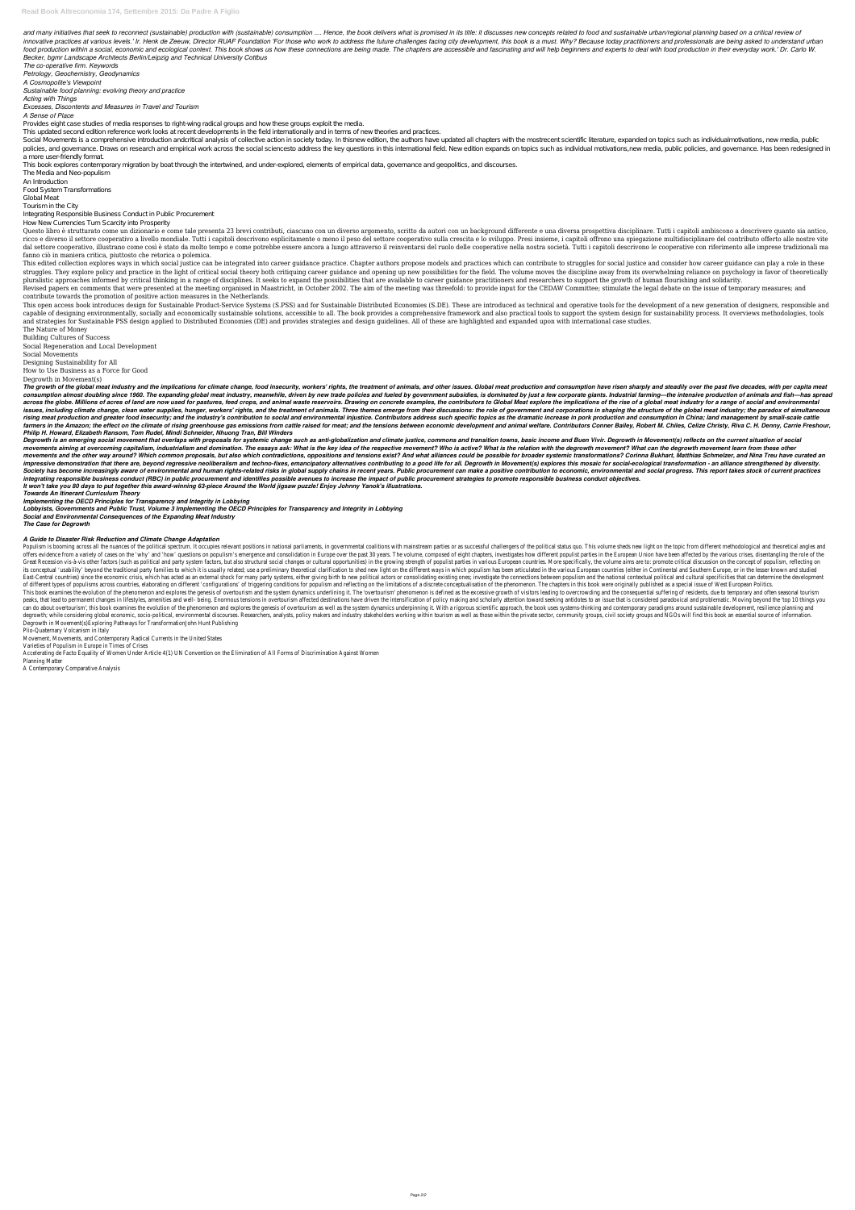and many initiatives that seek to reconnect (sustainable) production with (sustainable) consumption .... Hence, the book delivers what is promised in its title: it discusses new concepts related to food and sustainable urban/regional planning based on a critical review of innovative practices at various levels.' Ir. Henk de Zeeuw, Director RUAF Foundation 'For those who work to address the future challenges facing city development, this book is a must. Why? Because today practitioners and professionals are being asked to understand urban food production within a social, economic and ecological context. This book shows us how these connections are being made. The chapters are accessible and fascinating and will help beginners and experts to deal with food production in their everyday work.' Dr. Carlo W. Becker, bgmr Landscape Architects Berlin/Leipzig and Technical University Cottbus

*The co-operative firm. Keywords*

*Petrology, Geochemistry, Geodynamics*

*A Cosmopolite's Viewpoint*

*Sustainable food planning: evolving theory and practice*

*Acting with Things*

*Excesses, Discontents and Measures in Travel and Tourism*

*A Sense of Place*

Provides eight case studies of media responses to right-wing radical groups and how these groups exploit the media.

This updated second edition reference work looks at recent developments in the field internationally and in terms of new theories and practices.

Social Movements is a comprehensive introduction andcritical analysis of collective action in society today. In thisnew edition, the authors have updated all chapters with the mostrecent scientific literature, expanded on topics such as individualmotivations, new media, public policies, and governance. Draws on research and empirical work across the social sciencesto address the key questions in this international field. New edition expands on topics such as individual motivations,new media, public policies, and governance. Has been redesigned in a more user-friendly format.

This book explores contemporary migration by boat through the intertwined, and under-explored, elements of empirical data, governance and geopolitics, and discourses.

The Media and Neo-populism

An Introduction

Food System Transformations

Global Meat

Tourism in the City

Integrating Responsible Business Conduct in Public Procurement

How New Currencies Turn Scarcity into Prosperity

Questo libro è strutturato come un dizionario e come tale presenta 23 brevi contributi, ciascuno con un diverso argomento, scritto da autori con un background differente e una diversa prospettiva disciplinare. Tutti i capitoli ambiscono a descrivere quanto sia antico, ricco e diverso il settore cooperativo a livello mondiale. Tutti i capitoli descrivono esplicitamente o meno il peso del settore cooperativo sulla crescita e lo sviluppo. Presi insieme, i capitoli offrono una spiegazione multidisciplinare del contributo offerto alle nostre vite dal settore cooperativo, illustrano come così è stato da molto tempo e come potrebbe essere ancora a lungo attraverso il reinventarsi del ruolo delle cooperative nella nostra società. Tutti i capitoli descrivono le cooperative con riferimento alle imprese tradizionali ma fanno ciò in maniera critica, piuttosto che retorica o polemica.

This edited collection explores ways in which social justice can be integrated into career guidance practice. Chapter authors propose models and practices which can contribute to struggles for social justice and consider how career guidance can play a role in these struggles. They explore policy and practice in the light of critical social theory both critiquing career guidance and opening up new possibilities for the field. The volume moves the discipline away from its overwhelming reliance on psychology in favor of theoretically pluralistic approaches informed by critical thinking in a range of disciplines. It seeks to expand the possibilities that are available to career guidance practitioners and researchers to support the growth of human flourishing and solidarity.

Revised papers en comments that were presented at the meeting organised in Maastricht, in October 2002. The aim of the meeting was threefold: to provide input for the CEDAW Committee; stimulate the legal debate on the issue of temporary measures; and contribute towards the promotion of positive action measures in the Netherlands.

This open access book introduces design for Sustainable Product-Service Systems (S.PSS) and for Sustainable Distributed Economies (S.DE). These are introduced as technical and operative tools for the development of a new generation of designers, responsible and capable of designing environmentally, socially and economically sustainable solutions, accessible to all. The book provides a comprehensive framework and also practical tools to support the system design for sustainability process. It overviews methodologies, tools and strategies for Sustainable PSS design applied to Distributed Economies (DE) and provides strategies and design guidelines. All of these are highlighted and expanded upon with international case studies.

The Nature of Money

Building Cultures of Success

Social Regeneration and Local Development

Social Movements

Designing Sustainability for All

How to Use Business as a Force for Good

Degrowth in Movement(s)

***The growth of the global meat industry and the implications for climate change, food insecurity, workers' rights, the treatment of animals, and other issues. Global meat production and consumption have risen sharply and steadily over the past five decades, with per capita meat consumption almost doubling since 1960. The expanding global meat industry, meanwhile, driven by new trade policies and fueled by government subsidies, is dominated by just a few corporate giants. Industrial farming—the intensive production of animals and fish—has spread across the globe. Millions of acres of land are now used for pastures, feed crops, and animal waste reservoirs. Drawing on concrete examples, the contributors to Global Meat explore the implications of the rise of a global meat industry for a range of social and environmental issues, including climate change, clean water supplies, hunger, workers' rights, and the treatment of animals. Three themes emerge from their discussions: the role of government and corporations in shaping the structure of the global meat industry; the paradox of simultaneous rising meat production and greater food insecurity; and the industry's contribution to social and environmental injustice. Contributors address such specific topics as the dramatic increase in pork production and consumption in China; land management by small-scale cattle farmers in the Amazon; the effect on the climate of rising greenhouse gas emissions from cattle raised for meat; and the tensions between economic development and animal welfare. Contributors Conner Bailey, Robert M. Chiles, Celize Christy, Riva C. H. Denny, Carrie Freshour, Philip H. Howard, Elizabeth Ransom, Tom Rudel, Mindi Schneider, Nhuong Tran, Bill Winders***

***Degrowth is an emerging social movement that overlaps with proposals for systemic change such as anti-globalization and climate justice, commons and transition towns, basic income and Buen Vivir. Degrowth in Movement(s) reflects on the current situation of social movements aiming at overcoming capitalism, industrialism and domination. The essays ask: What is the key idea of the respective movement? Who is active? What is the relation with the degrowth movement? What can the degrowth movement learn from these other movements and the other way around? Which common proposals, but also which contradictions, oppositions and tensions exist? And what alliances could be possible for broader systemic transformations? Corinna Bukhart, Matthias Schmelzer, and Nina Treu have curated an impressive demonstration that there are, beyond regressive neoliberalism and techno-fixes, emancipatory alternatives contributing to a good life for all. Degrowth in Movement(s) explores this mosaic for social-ecological transformation - an alliance strengthened by diversity. Society has become increasingly aware of environmental and human rights-related risks in global supply chains in recent years. Public procurement can make a positive contribution to economic, environmental and social progress. This report takes stock of current practices integrating responsible business conduct (RBC) in public procurement and identifies possible avenues to increase the impact of public procurement strategies to promote responsible business conduct objectives.***

***It won't take you 80 days to put together this award-winning 63-piece Around the World jigsaw puzzle! Enjoy Johnny Yanok's illustrations.***

***Towards An Itinerant Curriculum Theory***

***Implementing the OECD Principles for Transparency and Integrity in Lobbying***

***Lobbyists, Governments and Public Trust, Volume 3 Implementing the OECD Principles for Transparency and Integrity in Lobbying***

***Social and Environmental Consequences of the Expanding Meat Industry***

***The Case for Degrowth***

***A Guide to Disaster Risk Reduction and Climate Change Adaptation***

Populism is booming across all the nuances of the political spectrum. It occupies relevant positions in national parliaments, in governmental coalitions with mainstream parties or as successful challengers of the political status quo. This volume sheds new light on the topic from different methodological and theoretical angles and offers evidence from a variety of cases on the 'why' and 'how' questions on populism's emergence and consolidation in Europe over the past 30 years. The volume, composed of eight chapters, investigates how different populist parties in the European Union have been affected by the various crises, disentangling the role of the Great Recession vis-à-vis other factors (such as political and party system factors, but also structural social changes or cultural opportunities) in the growing strength of populist parties in various European countries. More specifically, the volume aims are to: promote critical discussion on the concept of populism, reflecting on its conceptual 'usability' beyond the traditional party families to which it is usually related; use a preliminary theoretical clarification to shed new light on the different ways in which populism has been articulated in the various European countries (either in Continental and Southern Europe, or in the lesser known and studied East-Central countries) since the economic crisis, which has acted as an external shock for many party systems, either giving birth to new political actors or consolidating existing ones; investigate the connections between populism and the national contextual political and cultural specificities that can determine the development of different types of populisms across countries, elaborating on different 'configurations' of triggering conditions for populism and reflecting on the limitations of a discrete conceptualisation of the phenomenon. The chapters in this book were originally published as a special issue of West European Politics.

This book examines the evolution of the phenomenon and explores the genesis of overtourism and the system dynamics underlining it. The 'overtourism' phenomenon is defined as the excessive growth of visitors leading to overcrowding and the consequential suffering of residents, due to temporary and often seasonal tourism peaks, that lead to permanent changes in lifestyles, amenities and well- being. Enormous tensions in overtourism affected destinations have driven the intensification of policy making and scholarly attention toward seeking antidotes to an issue that is considered paradoxical and problematic. Moving beyond the 'top 10 things you can do about overtourism', this book examines the evolution of the phenomenon and explores the genesis of overtourism as well as the system dynamics underpinning it. With a rigorous scientific approach, the book uses systems-thinking and contemporary paradigms around sustainable development, resilience planning and degrowth; while considering global economic, socio-political, environmental discourses. Researchers, analysts, policy makers and industry stakeholders working within tourism as well as those within the private sector, community groups, civil society groups and NGOs will find this book an essential source of information.

Degrowth in Movement(s)Exploring Pathways for TransformationJohn Hunt Publishing

Plio-Quaternary Volcanism in Italy

Movement, Movements, and Contemporary Radical Currents in the United States

Varieties of Populism in Europe in Times of Crises

Accelerating de Facto Equality of Women Under Article 4(1) UN Convention on the Elimination of All Forms of Discrimination Against Women

Planning Matter

A Contemporary Comparative Analysis